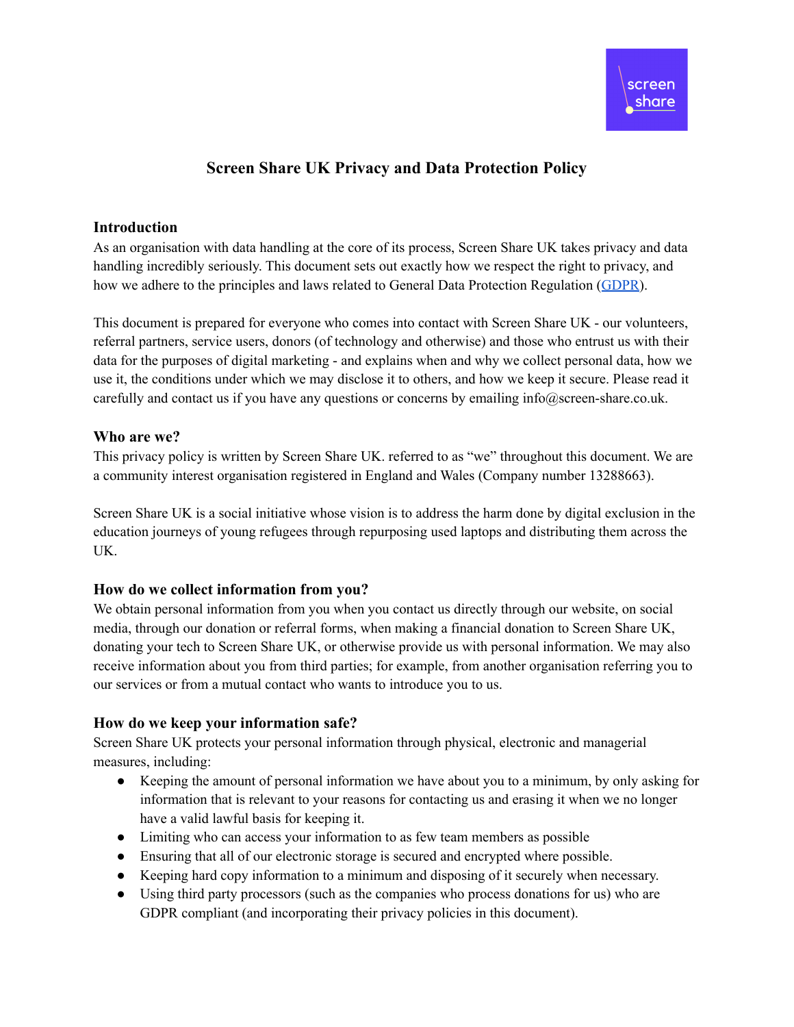# Screen Share UK Privacy and Data Protection Policy

## Introduction

As an organisation with data handling at the core of its process, Screen Share UK takes privacy and data handling incredibly seriously. This document sets out exactly how we respect the right to privacy, and how we adhere to the principles and laws related to General Data Protection Regulation (GDPR).

This document is prepared for everyone who comes into contact with Screen Share UK - our volunteers, referral partners, service users, donors (of technology and otherwise) and those who entrust us with their data for the purposes of digital marketing - and explains when and why we collect personal data, how we use it, the conditions under which we may disclose it to others, and how we keep it secure. Please read it carefully and contact us if you have any questions or concerns by emailing info@screen-share.co.uk.

## Who are we?

This privacy policy is written by Screen Share UK. referred to as "we" throughout this document. We are a community interest organisation registered in England and Wales (Company number 13288663).

Screen Share UK is a social initiative whose vision is to address the harm done by digital exclusion in the education journeys of young refugees through repurposing used laptops and distributing them across the UK.

## How do we collect information from you?

We obtain personal information from you when you contact us directly through our website, on social media, through our donation or referral forms, when making a financial donation to Screen Share UK, donating your tech to Screen Share UK, or otherwise provide us with personal information. We may also receive information about you from third parties; for example, from another organisation referring you to our services or from a mutual contact who wants to introduce you to us.

## How do we keep your information safe?

Screen Share UK protects your personal information through physical, electronic and managerial measures, including:

- Keeping the amount of personal information we have about you to a minimum, by only asking for information that is relevant to your reasons for contacting us and erasing it when we no longer have a valid lawful basis for keeping it.
- Limiting who can access your information to as few team members as possible
- Ensuring that all of our electronic storage is secured and encrypted where possible.
- Keeping hard copy information to a minimum and disposing of it securely when necessary.
- Using third party processors (such as the companies who process donations for us) who are GDPR compliant (and incorporating their privacy policies in this document).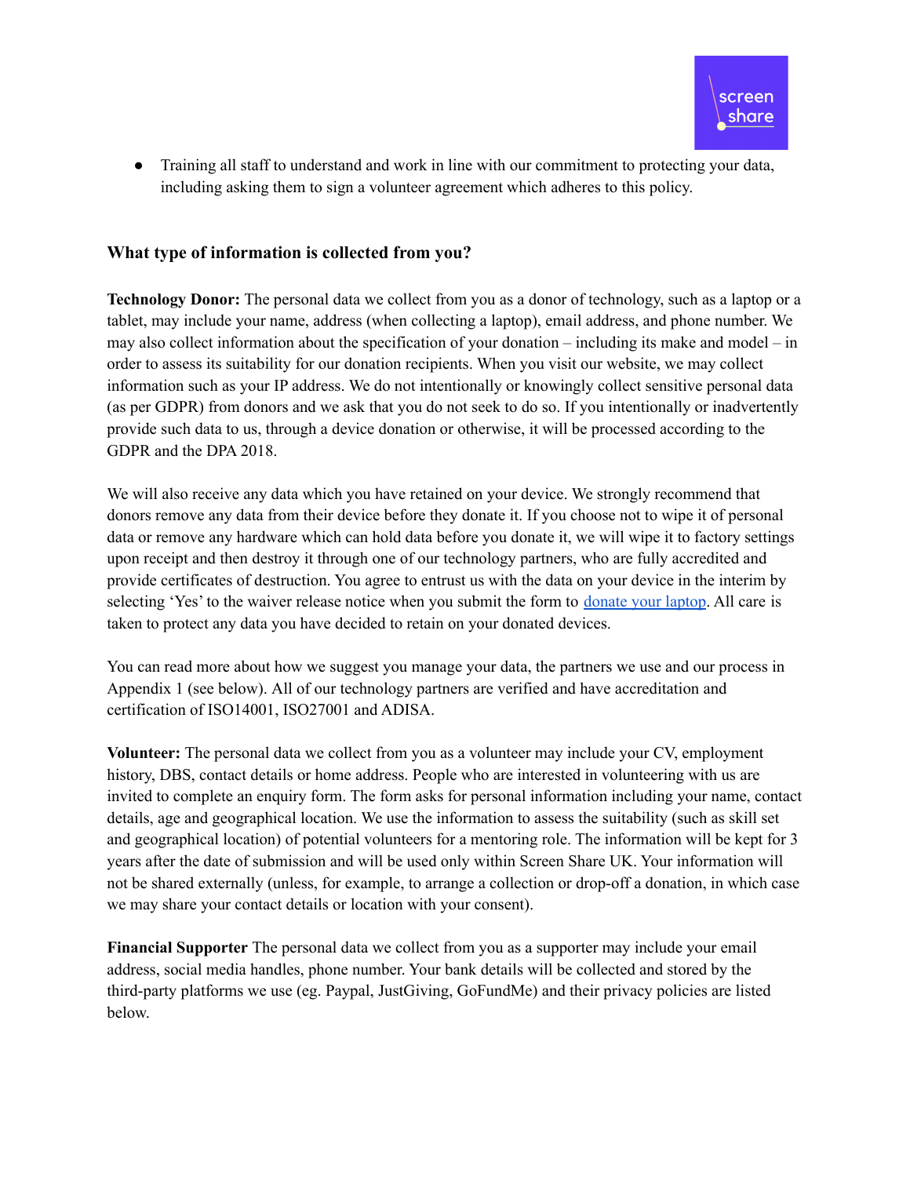- Training all staff to understand and work in line with our commitment to protecting your data, including asking them to sign a volunteer agreement which adheres to this policy.

### What type of information is collected from you?

**Technology Donor:** The personal data we collect from you as a donor of technology, such as a laptop or a tablet, may include your name, address (when collecting a laptop), email address, and phone number. We may also collect information about the specification of your donation – including its make and model – in order to assess its suitability for our donation recipients. When you visit our website, we may collect information such as your IP address. We do not intentionally or knowingly collect sensitive personal data (as per GDPR) from donors and we ask that you do not seek to do so. If you intentionally or inadvertently provide such data to us, through a device donation or otherwise, it will be processed according to the GDPR and the DPA 2018.

We will also receive any data which you have retained on your device. We strongly recommend that donors remove any data from their device before they donate it. If you choose not to wipe it of personal data or remove any hardware which can hold data before you donate it, we will wipe it to factory settings upon receipt and then destroy it through one of our technology partners, who are fully accredited and provide certificates of destruction. You agree to entrust us with the data on your device in the interim by selecting 'Yes' to the waiver release notice when you submit the form to donate your laptop. All care is taken to protect any data you have decided to retain on your donated devices.

You can read more about how we suggest you manage your data, the partners we use and our process in Appendix 1 (see below). All of our technology partners are verified and have accreditation and certification of ISO14001, ISO27001 and ADISA.

**Volunteer:** The personal data we collect from you as a volunteer may include your CV, employment history, DBS, contact details or home address. People who are interested in volunteering with us are invited to complete an enquiry form. The form asks for personal information including your name, contact details, age and geographical location. We use the information to assess the suitability (such as skill set and geographical location) of potential volunteers for a mentoring role. The information will be kept for 3 years after the date of submission and will be used only within Screen Share UK. Your information will not be shared externally (unless, for example, to arrange a collection or drop-off a donation, in which case we may share your contact details or location with your consent).

**Financial Supporter** The personal data we collect from you as a supporter may include your email address, social media handles, phone number. Your bank details will be collected and stored by the third-party platforms we use (eg. Paypal, JustGiving, GoFundMe) and their privacy policies are listed below.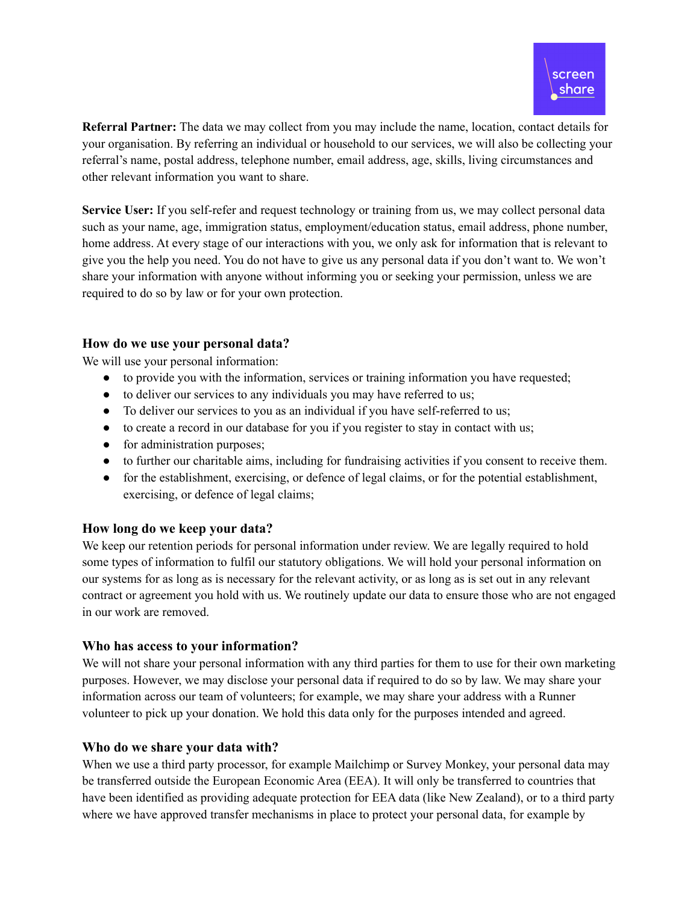**Referral Partner:** The data we may collect from you may include the name, location, contact details for your organisation. By referring an individual or household to our services, we will also be collecting your referral's name, postal address, telephone number, email address, age, skills, living circumstances and other relevant information you want to share.

**Service User:** If you self-refer and request technology or training from us, we may collect personal data such as your name, age, immigration status, employment/education status, email address, phone number, home address. At every stage of our interactions with you, we only ask for information that is relevant to give you the help you need. You do not have to give us any personal data if you don't want to. We won't share your information with anyone without informing you or seeking your permission, unless we are required to do so by law or for your own protection.

### How do we use your personal data?

We will use your personal information:

- to provide you with the information, services or training information you have requested;
- to deliver our services to any individuals you may have referred to us;
- To deliver our services to you as an individual if you have self-referred to us;
- to create a record in our database for you if you register to stay in contact with us;
- for administration purposes;
- to further our charitable aims, including for fundraising activities if you consent to receive them.
- for the establishment, exercising, or defence of legal claims, or for the potential establishment, exercising, or defence of legal claims;

### How long do we keep your data?

We keep our retention periods for personal information under review. We are legally required to hold some types of information to fulfil our statutory obligations. We will hold your personal information on our systems for as long as is necessary for the relevant activity, or as long as is set out in any relevant contract or agreement you hold with us. We routinely update our data to ensure those who are not engaged in our work are removed.

### Who has access to your information?

We will not share your personal information with any third parties for them to use for their own marketing purposes. However, we may disclose your personal data if required to do so by law. We may share your information across our team of volunteers; for example, we may share your address with a Runner volunteer to pick up your donation. We hold this data only for the purposes intended and agreed.

### Who do we share your data with?

When we use a third party processor, for example Mailchimp or Survey Monkey, your personal data may be transferred outside the European Economic Area (EEA). It will only be transferred to countries that have been identified as providing adequate protection for EEA data (like New Zealand), or to a third party where we have approved transfer mechanisms in place to protect your personal data, for example by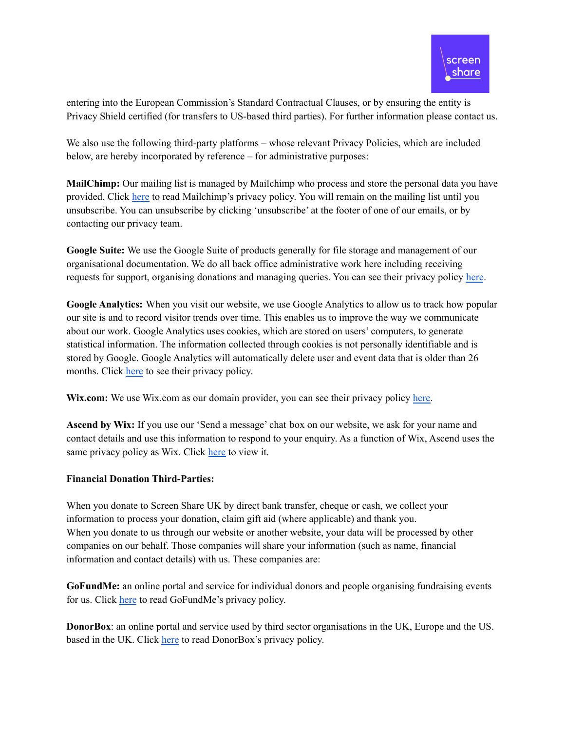entering into the European Commission's Standard Contractual Clauses, or by ensuring the entity is Privacy Shield certified (for transfers to US-based third parties). For further information please contact us.

We also use the following third-party platforms – whose relevant Privacy Policies, which are included below, are hereby incorporated by reference – for administrative purposes:

**MailChimp:** Our mailing list is managed by Mailchimp who process and store the personal data you have provided. Click here to read Mailchimp's privacy policy. You will remain on the mailing list until you unsubscribe. You can unsubscribe by clicking 'unsubscribe' at the footer of one of our emails, or by contacting our privacy team.

**Google Suite:** We use the Google Suite of products generally for file storage and management of our organisational documentation. We do all back office administrative work here including receiving requests for support, organising donations and managing queries. You can see their privacy policy here.

**Google Analytics:** When you visit our website, we use Google Analytics to allow us to track how popular our site is and to record visitor trends over time. This enables us to improve the way we communicate about our work. Google Analytics uses cookies, which are stored on users' computers, to generate statistical information. The information collected through cookies is not personally identifiable and is stored by Google. Google Analytics will automatically delete user and event data that is older than 26 months. Click here to see their privacy policy.

**Wix.com:** We use Wix.com as our domain provider, you can see their privacy policy here.

**Ascend by Wix:** If you use our 'Send a message' chat box on our website, we ask for your name and contact details and use this information to respond to your enquiry. As a function of Wix, Ascend uses the same privacy policy as Wix. Click here to view it.

**Financial Donation Third-Parties:**

When you donate to Screen Share UK by direct bank transfer, cheque or cash, we collect your information to process your donation, claim gift aid (where applicable) and thank you.
When you donate to us through our website or another website, your data will be processed by other companies on our behalf. Those companies will share your information (such as name, financial information and contact details) with us. These companies are:

**GoFundMe:** an online portal and service for individual donors and people organising fundraising events for us. Click here to read GoFundMe's privacy policy.

**DonorBox**: an online portal and service used by third sector organisations in the UK, Europe and the US. based in the UK. Click here to read DonorBox's privacy policy.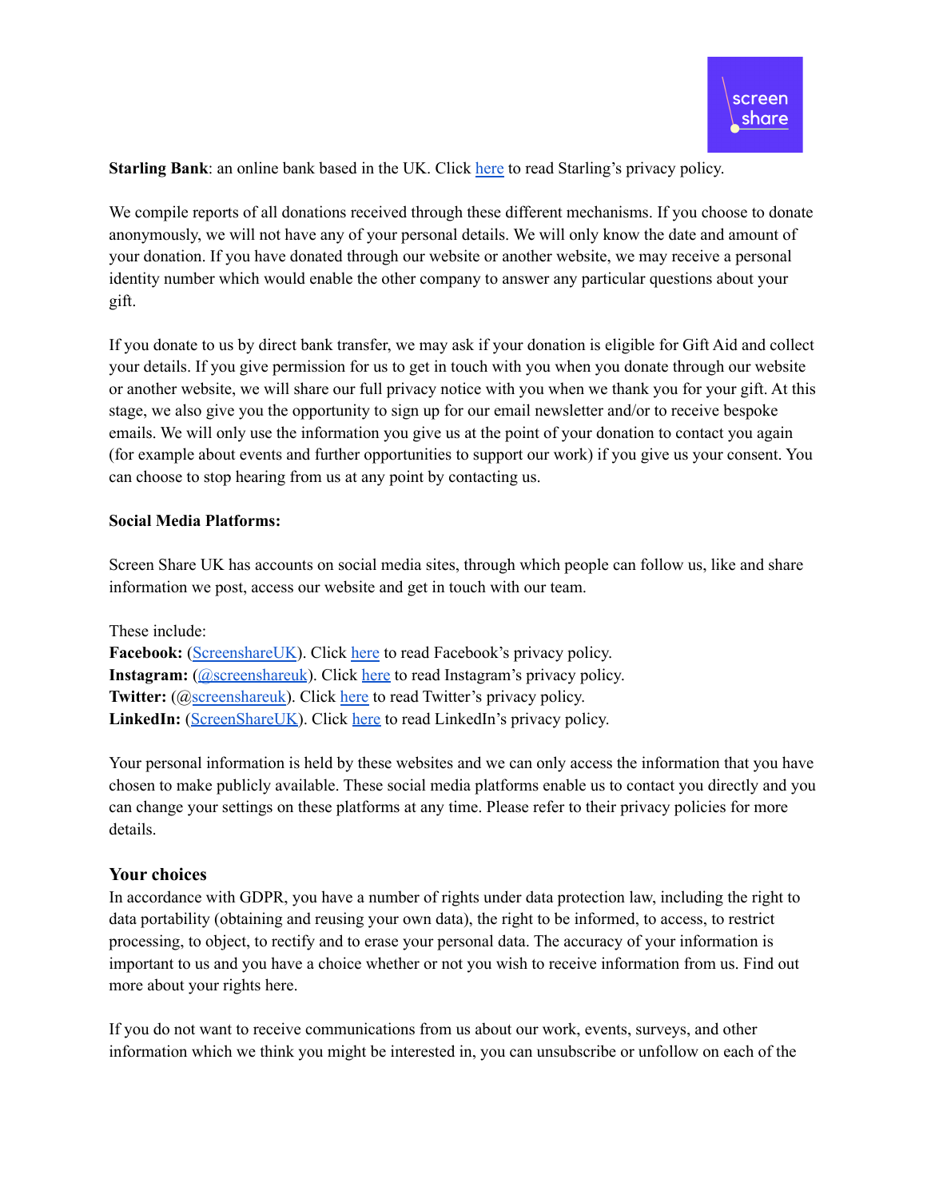**Starling Bank**: an online bank based in the UK. Click here to read Starling's privacy policy.

We compile reports of all donations received through these different mechanisms. If you choose to donate anonymously, we will not have any of your personal details. We will only know the date and amount of your donation. If you have donated through our website or another website, we may receive a personal identity number which would enable the other company to answer any particular questions about your gift.

If you donate to us by direct bank transfer, we may ask if your donation is eligible for Gift Aid and collect your details. If you give permission for us to get in touch with you when you donate through our website or another website, we will share our full privacy notice with you when we thank you for your gift. At this stage, we also give you the opportunity to sign up for our email newsletter and/or to receive bespoke emails. We will only use the information you give us at the point of your donation to contact you again (for example about events and further opportunities to support our work) if you give us your consent. You can choose to stop hearing from us at any point by contacting us.

**Social Media Platforms:**

Screen Share UK has accounts on social media sites, through which people can follow us, like and share information we post, access our website and get in touch with our team.

These include:
**Facebook:** (ScreenshareUK). Click here to read Facebook's privacy policy.
**Instagram:** (@screenshareuk). Click here to read Instagram's privacy policy.
**Twitter:** (@screenshareuk). Click here to read Twitter's privacy policy.
**LinkedIn:** (ScreenShareUK). Click here to read LinkedIn's privacy policy.

Your personal information is held by these websites and we can only access the information that you have chosen to make publicly available. These social media platforms enable us to contact you directly and you can change your settings on these platforms at any time. Please refer to their privacy policies for more details.

### Your choices

In accordance with GDPR, you have a number of rights under data protection law, including the right to data portability (obtaining and reusing your own data), the right to be informed, to access, to restrict processing, to object, to rectify and to erase your personal data. The accuracy of your information is important to us and you have a choice whether or not you wish to receive information from us. Find out more about your rights here.

If you do not want to receive communications from us about our work, events, surveys, and other information which we think you might be interested in, you can unsubscribe or unfollow on each of the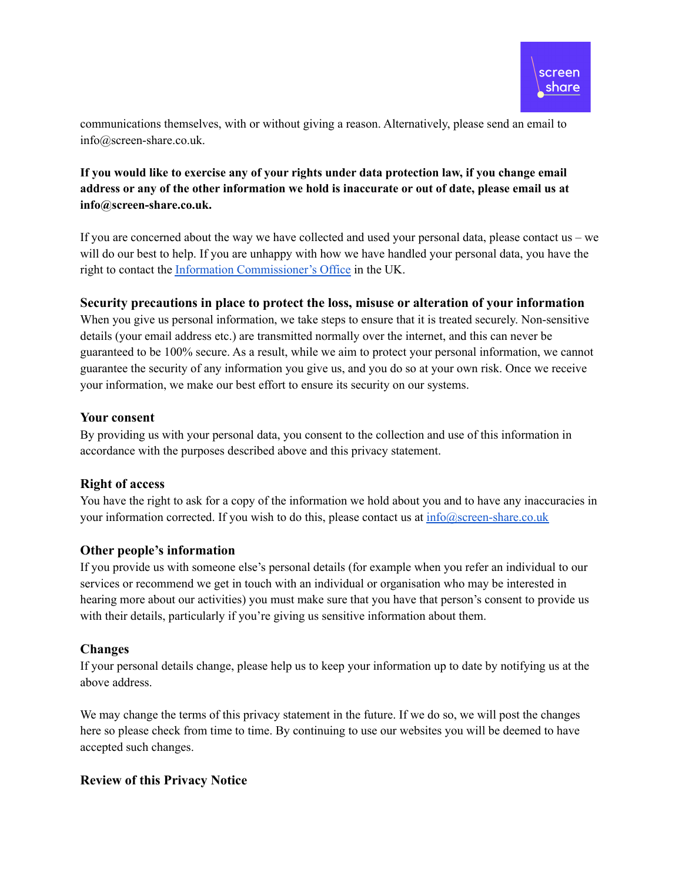communications themselves, with or without giving a reason. Alternatively, please send an email to info@screen-share.co.uk.

**If you would like to exercise any of your rights under data protection law, if you change email address or any of the other information we hold is inaccurate or out of date, please email us at info@screen-share.co.uk.**

If you are concerned about the way we have collected and used your personal data, please contact us – we will do our best to help. If you are unhappy with how we have handled your personal data, you have the right to contact the Information Commissioner's Office in the UK.

## Security precautions in place to protect the loss, misuse or alteration of your information

When you give us personal information, we take steps to ensure that it is treated securely. Non-sensitive details (your email address etc.) are transmitted normally over the internet, and this can never be guaranteed to be 100% secure. As a result, while we aim to protect your personal information, we cannot guarantee the security of any information you give us, and you do so at your own risk. Once we receive your information, we make our best effort to ensure its security on our systems.

## Your consent

By providing us with your personal data, you consent to the collection and use of this information in accordance with the purposes described above and this privacy statement.

## Right of access

You have the right to ask for a copy of the information we hold about you and to have any inaccuracies in your information corrected. If you wish to do this, please contact us at info@screen-share.co.uk

## Other people's information

If you provide us with someone else's personal details (for example when you refer an individual to our services or recommend we get in touch with an individual or organisation who may be interested in hearing more about our activities) you must make sure that you have that person's consent to provide us with their details, particularly if you're giving us sensitive information about them.

## Changes

If your personal details change, please help us to keep your information up to date by notifying us at the above address.

We may change the terms of this privacy statement in the future. If we do so, we will post the changes here so please check from time to time. By continuing to use our websites you will be deemed to have accepted such changes.

## Review of this Privacy Notice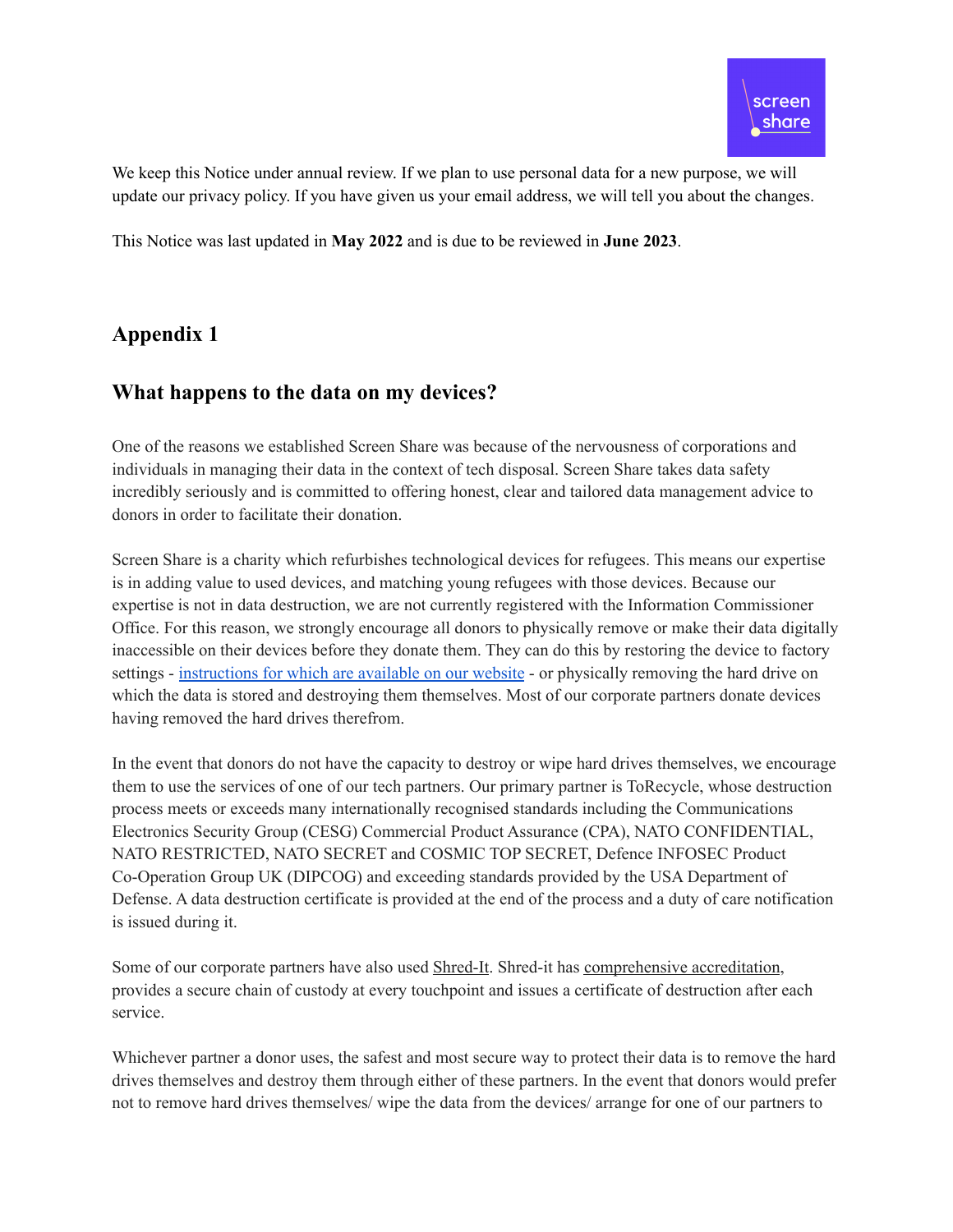We keep this Notice under annual review. If we plan to use personal data for a new purpose, we will update our privacy policy. If you have given us your email address, we will tell you about the changes.

This Notice was last updated in **May 2022** and is due to be reviewed in **June 2023**.

## Appendix 1

## What happens to the data on my devices?

One of the reasons we established Screen Share was because of the nervousness of corporations and individuals in managing their data in the context of tech disposal. Screen Share takes data safety incredibly seriously and is committed to offering honest, clear and tailored data management advice to donors in order to facilitate their donation.

Screen Share is a charity which refurbishes technological devices for refugees. This means our expertise is in adding value to used devices, and matching young refugees with those devices. Because our expertise is not in data destruction, we are not currently registered with the Information Commissioner Office. For this reason, we strongly encourage all donors to physically remove or make their data digitally inaccessible on their devices before they donate them. They can do this by restoring the device to factory settings - instructions for which are available on our website - or physically removing the hard drive on which the data is stored and destroying them themselves. Most of our corporate partners donate devices having removed the hard drives therefrom.

In the event that donors do not have the capacity to destroy or wipe hard drives themselves, we encourage them to use the services of one of our tech partners. Our primary partner is ToRecycle, whose destruction process meets or exceeds many internationally recognised standards including the Communications Electronics Security Group (CESG) Commercial Product Assurance (CPA), NATO CONFIDENTIAL, NATO RESTRICTED, NATO SECRET and COSMIC TOP SECRET, Defence INFOSEC Product Co-Operation Group UK (DIPCOG) and exceeding standards provided by the USA Department of Defense. A data destruction certificate is provided at the end of the process and a duty of care notification is issued during it.

Some of our corporate partners have also used Shred-It. Shred-it has comprehensive accreditation, provides a secure chain of custody at every touchpoint and issues a certificate of destruction after each service.

Whichever partner a donor uses, the safest and most secure way to protect their data is to remove the hard drives themselves and destroy them through either of these partners. In the event that donors would prefer not to remove hard drives themselves/ wipe the data from the devices/ arrange for one of our partners to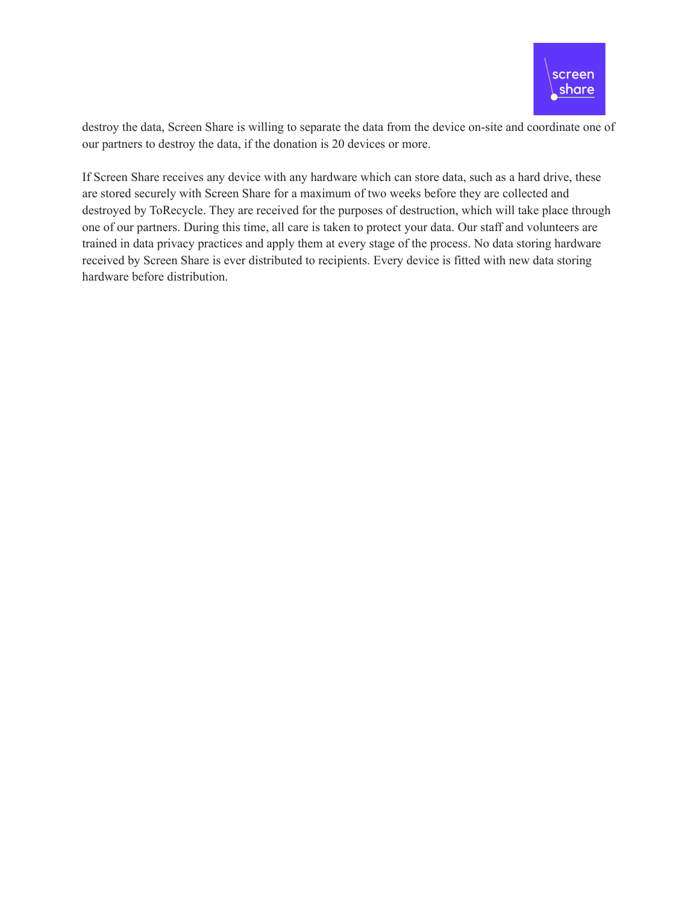destroy the data, Screen Share is willing to separate the data from the device on-site and coordinate one of our partners to destroy the data, if the donation is 20 devices or more.

If Screen Share receives any device with any hardware which can store data, such as a hard drive, these are stored securely with Screen Share for a maximum of two weeks before they are collected and destroyed by ToRecycle. They are received for the purposes of destruction, which will take place through one of our partners. During this time, all care is taken to protect your data. Our staff and volunteers are trained in data privacy practices and apply them at every stage of the process. No data storing hardware received by Screen Share is ever distributed to recipients. Every device is fitted with new data storing hardware before distribution.